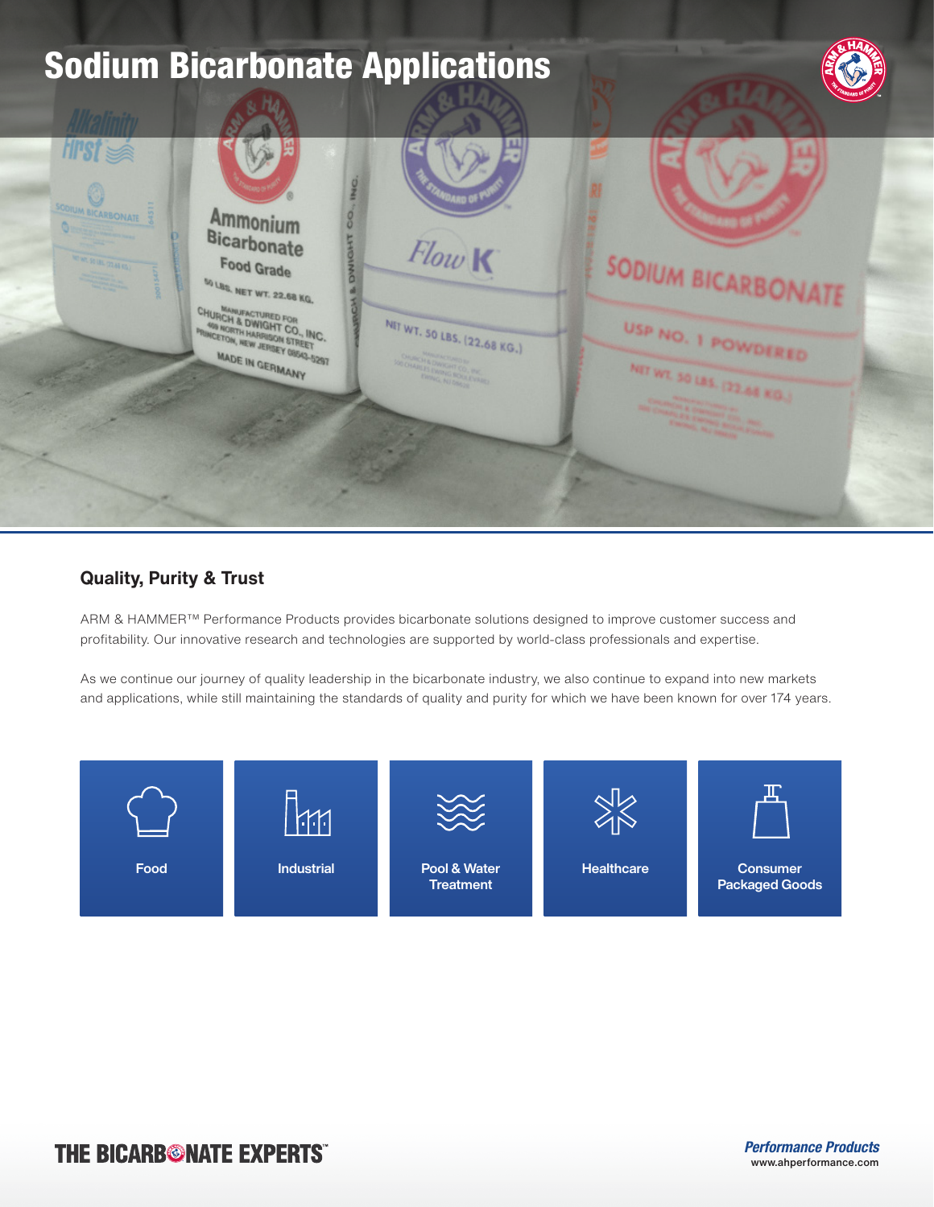# Sodium Bicarbonate Applications

## Quality, Purity & Trust

ARM & HAMMER™ Performance Products provides bicarbonate solutions designed to improve customer success and profitability. Our innovative research and technologies are supported by world-class professionals and expertise.

As we continue our journey of quality leadership in the bicarbonate industry, we also continue to expand into new markets and applications, while still maintaining the standards of quality and purity for which we have been known for over 174 years.

- Food
- Industrial
- Pool & Water Treatment
- Healthcare
- Consumer Packaged Goods

THE BICARBONATE EXPERTS™

*Performance Products*
www.ahperformance.com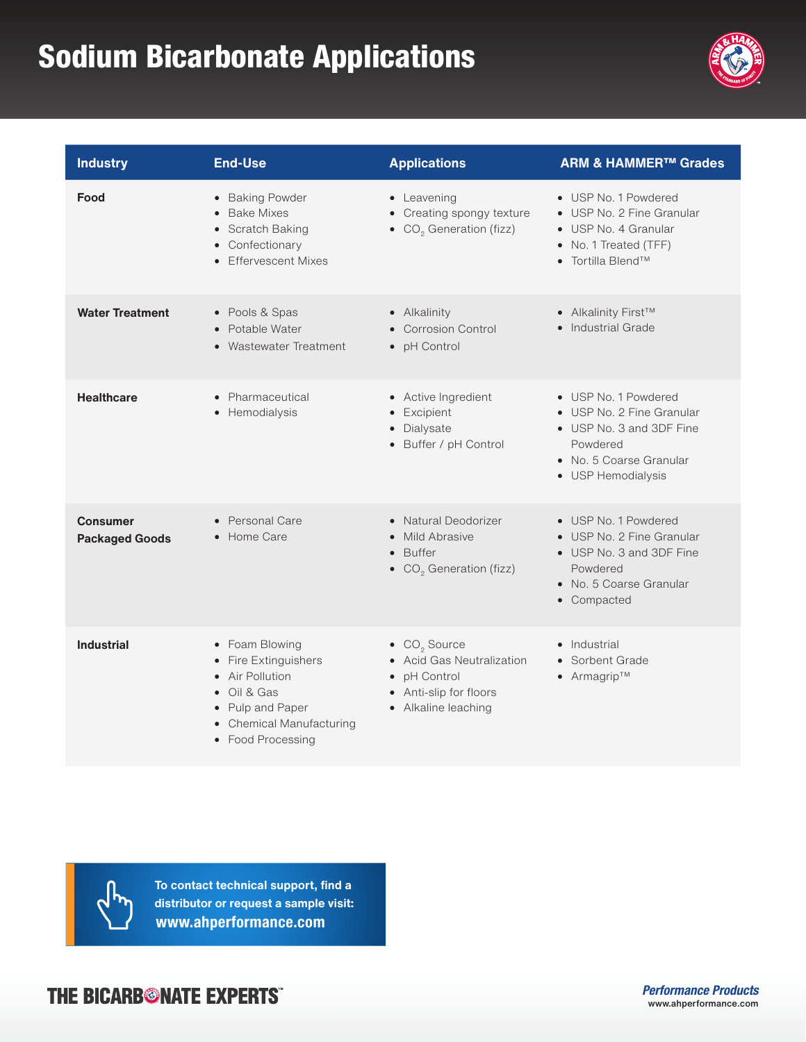# Sodium Bicarbonate Applications

| Industry | End-Use | Applications | ARM & HAMMER™ Grades |
|---|---|---|---|
| **Food** | • Baking Powder<br>• Bake Mixes<br>• Scratch Baking<br>• Confectionary<br>• Effervescent Mixes | • Leavening<br>• Creating spongy texture<br>• $CO_2$ Generation (fizz) | • USP No. 1 Powdered<br>• USP No. 2 Fine Granular<br>• USP No. 4 Granular<br>• No. 1 Treated (TFF)<br>• Tortilla Blend™ |
| **Water Treatment** | • Pools & Spas<br>• Potable Water<br>• Wastewater Treatment | • Alkalinity<br>• Corrosion Control<br>• pH Control | • Alkalinity First™<br>• Industrial Grade |
| **Healthcare** | • Pharmaceutical<br>• Hemodialysis | • Active Ingredient<br>• Excipient<br>• Dialysate<br>• Buffer / pH Control | • USP No. 1 Powdered<br>• USP No. 2 Fine Granular<br>• USP No. 3 and 3DF Fine Powdered<br>• No. 5 Coarse Granular<br>• USP Hemodialysis |
| **Consumer Packaged Goods** | • Personal Care<br>• Home Care | • Natural Deodorizer<br>• Mild Abrasive<br>• Buffer<br>• $CO_2$ Generation (fizz) | • USP No. 1 Powdered<br>• USP No. 2 Fine Granular<br>• USP No. 3 and 3DF Fine Powdered<br>• No. 5 Coarse Granular<br>• Compacted |
| **Industrial** | • Foam Blowing<br>• Fire Extinguishers<br>• Air Pollution<br>• Oil & Gas<br>• Pulp and Paper<br>• Chemical Manufacturing<br>• Food Processing | • $CO_2$ Source<br>• Acid Gas Neutralization<br>• pH Control<br>• Anti-slip for floors<br>• Alkaline leaching | • Industrial<br>• Sorbent Grade<br>• Armagrip™ |

**To contact technical support, find a distributor or request a sample visit:**
**www.ahperformance.com**

THE BICARBONATE EXPERTS™

*Performance Products*
www.ahperformance.com